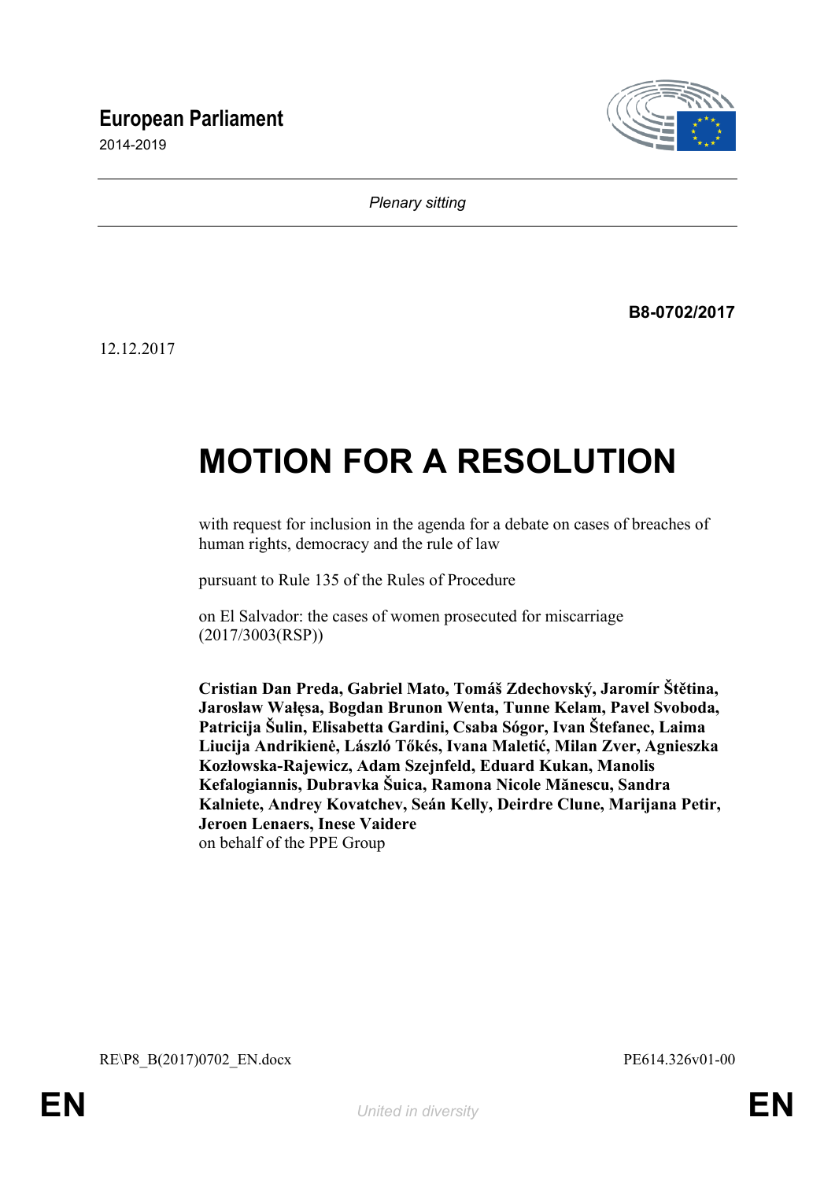**European Parliament**

2014-2019

*Plenary sitting*

**B8-0702/2017**

12.12.2017

# MOTION FOR A RESOLUTION

with request for inclusion in the agenda for a debate on cases of breaches of human rights, democracy and the rule of law

pursuant to Rule 135 of the Rules of Procedure

on El Salvador: the cases of women prosecuted for miscarriage (2017/3003(RSP))

**Cristian Dan Preda, Gabriel Mato, Tomáš Zdechovský, Jaromír Štětina, Jarosław Wałęsa, Bogdan Brunon Wenta, Tunne Kelam, Pavel Svoboda, Patricija Šulin, Elisabetta Gardini, Csaba Sógor, Ivan Štefanec, Laima Liucija Andrikienė, László Tőkés, Ivana Maletić, Milan Zver, Agnieszka Kozłowska-Rajewicz, Adam Szejnfeld, Eduard Kukan, Manolis Kefalogiannis, Dubravka Šuica, Ramona Nicole Mănescu, Sandra Kalniete, Andrey Kovatchev, Seán Kelly, Deirdre Clune, Marijana Petir, Jeroen Lenaers, Inese Vaidere**
on behalf of the PPE Group

RE\P8_B(2017)0702_EN.docx

PE614.326v01-00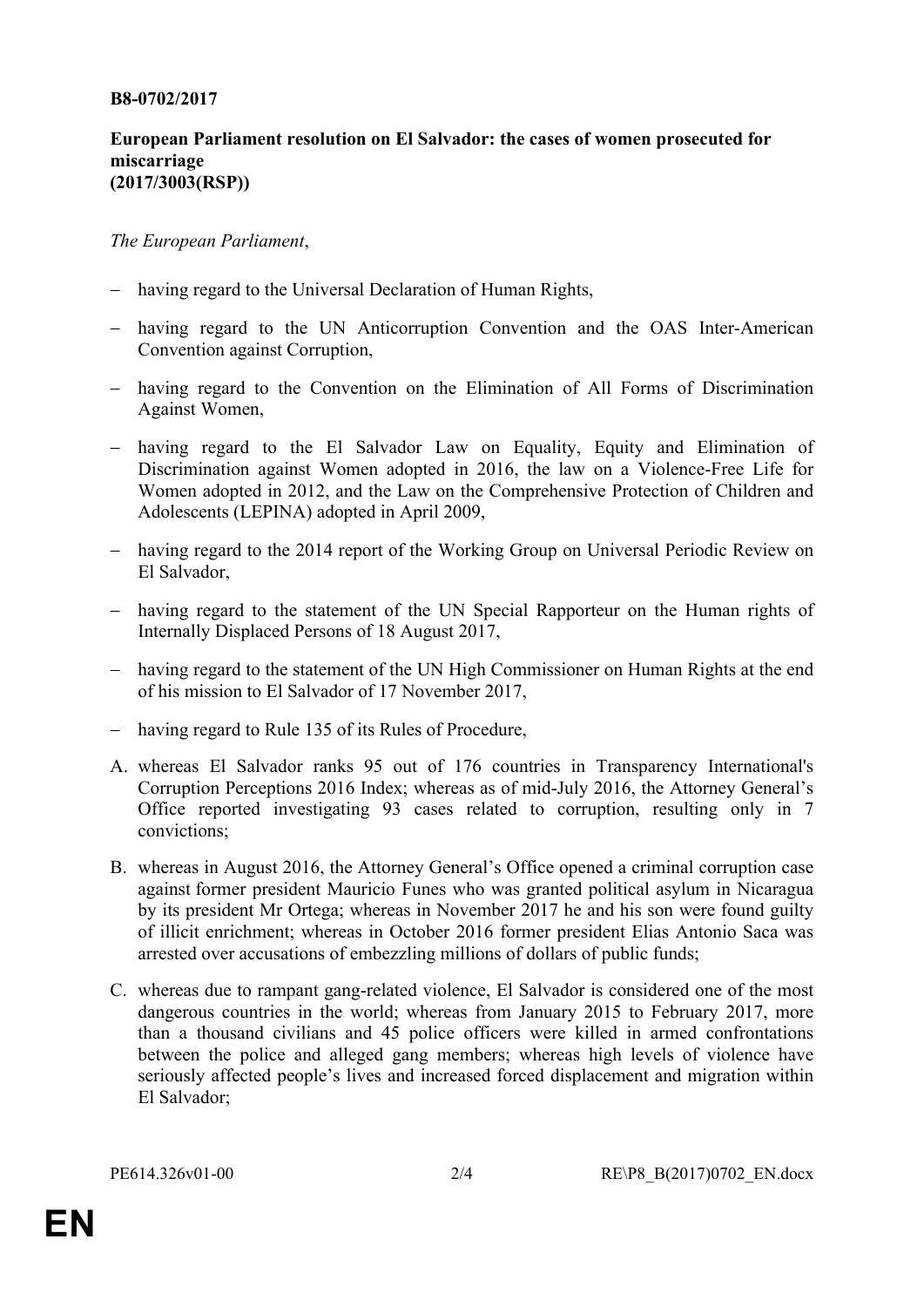**B8-0702/2017**

**European Parliament resolution on El Salvador: the cases of women prosecuted for miscarriage**
**(2017/3003(RSP))**

*The European Parliament*,

- having regard to the Universal Declaration of Human Rights,
- having regard to the UN Anticorruption Convention and the OAS Inter-American Convention against Corruption,
- having regard to the Convention on the Elimination of All Forms of Discrimination Against Women,
- having regard to the El Salvador Law on Equality, Equity and Elimination of Discrimination against Women adopted in 2016, the law on a Violence-Free Life for Women adopted in 2012, and the Law on the Comprehensive Protection of Children and Adolescents (LEPINA) adopted in April 2009,
- having regard to the 2014 report of the Working Group on Universal Periodic Review on El Salvador,
- having regard to the statement of the UN Special Rapporteur on the Human rights of Internally Displaced Persons of 18 August 2017,
- having regard to the statement of the UN High Commissioner on Human Rights at the end of his mission to El Salvador of 17 November 2017,
- having regard to Rule 135 of its Rules of Procedure,

A. whereas El Salvador ranks 95 out of 176 countries in Transparency International's Corruption Perceptions 2016 Index; whereas as of mid-July 2016, the Attorney General's Office reported investigating 93 cases related to corruption, resulting only in 7 convictions;

B. whereas in August 2016, the Attorney General's Office opened a criminal corruption case against former president Mauricio Funes who was granted political asylum in Nicaragua by its president Mr Ortega; whereas in November 2017 he and his son were found guilty of illicit enrichment; whereas in October 2016 former president Elias Antonio Saca was arrested over accusations of embezzling millions of dollars of public funds;

C. whereas due to rampant gang-related violence, El Salvador is considered one of the most dangerous countries in the world; whereas from January 2015 to February 2017, more than a thousand civilians and 45 police officers were killed in armed confrontations between the police and alleged gang members; whereas high levels of violence have seriously affected people's lives and increased forced displacement and migration within El Salvador;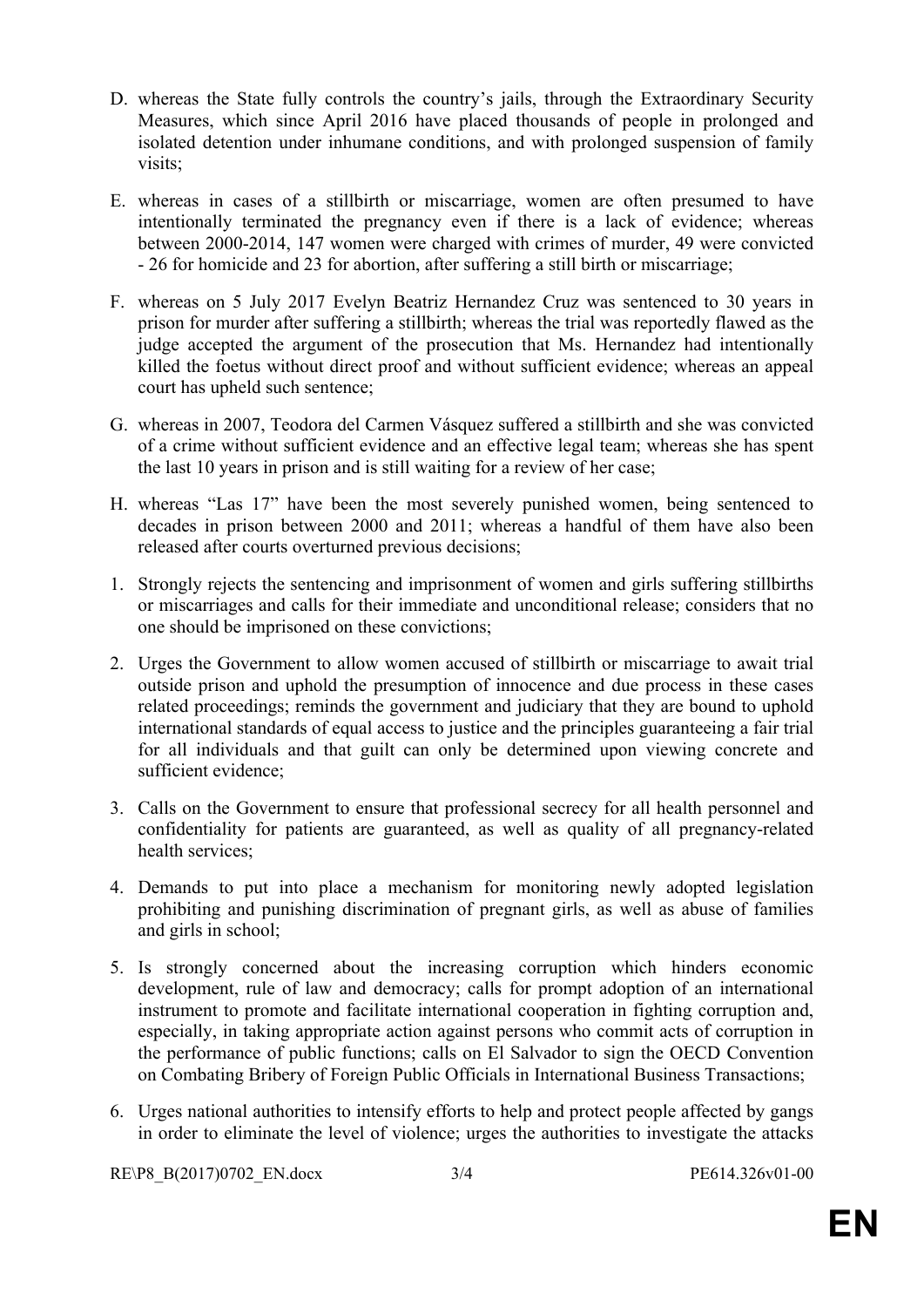D. whereas the State fully controls the country's jails, through the Extraordinary Security Measures, which since April 2016 have placed thousands of people in prolonged and isolated detention under inhumane conditions, and with prolonged suspension of family visits;

E. whereas in cases of a stillbirth or miscarriage, women are often presumed to have intentionally terminated the pregnancy even if there is a lack of evidence; whereas between 2000-2014, 147 women were charged with crimes of murder, 49 were convicted - 26 for homicide and 23 for abortion, after suffering a still birth or miscarriage;

F. whereas on 5 July 2017 Evelyn Beatriz Hernandez Cruz was sentenced to 30 years in prison for murder after suffering a stillbirth; whereas the trial was reportedly flawed as the judge accepted the argument of the prosecution that Ms. Hernandez had intentionally killed the foetus without direct proof and without sufficient evidence; whereas an appeal court has upheld such sentence;

G. whereas in 2007, Teodora del Carmen Vásquez suffered a stillbirth and she was convicted of a crime without sufficient evidence and an effective legal team; whereas she has spent the last 10 years in prison and is still waiting for a review of her case;

H. whereas "Las 17" have been the most severely punished women, being sentenced to decades in prison between 2000 and 2011; whereas a handful of them have also been released after courts overturned previous decisions;

1. Strongly rejects the sentencing and imprisonment of women and girls suffering stillbirths or miscarriages and calls for their immediate and unconditional release; considers that no one should be imprisoned on these convictions;

2. Urges the Government to allow women accused of stillbirth or miscarriage to await trial outside prison and uphold the presumption of innocence and due process in these cases related proceedings; reminds the government and judiciary that they are bound to uphold international standards of equal access to justice and the principles guaranteeing a fair trial for all individuals and that guilt can only be determined upon viewing concrete and sufficient evidence;

3. Calls on the Government to ensure that professional secrecy for all health personnel and confidentiality for patients are guaranteed, as well as quality of all pregnancy-related health services;

4. Demands to put into place a mechanism for monitoring newly adopted legislation prohibiting and punishing discrimination of pregnant girls, as well as abuse of families and girls in school;

5. Is strongly concerned about the increasing corruption which hinders economic development, rule of law and democracy; calls for prompt adoption of an international instrument to promote and facilitate international cooperation in fighting corruption and, especially, in taking appropriate action against persons who commit acts of corruption in the performance of public functions; calls on El Salvador to sign the OECD Convention on Combating Bribery of Foreign Public Officials in International Business Transactions;

6. Urges national authorities to intensify efforts to help and protect people affected by gangs in order to eliminate the level of violence; urges the authorities to investigate the attacks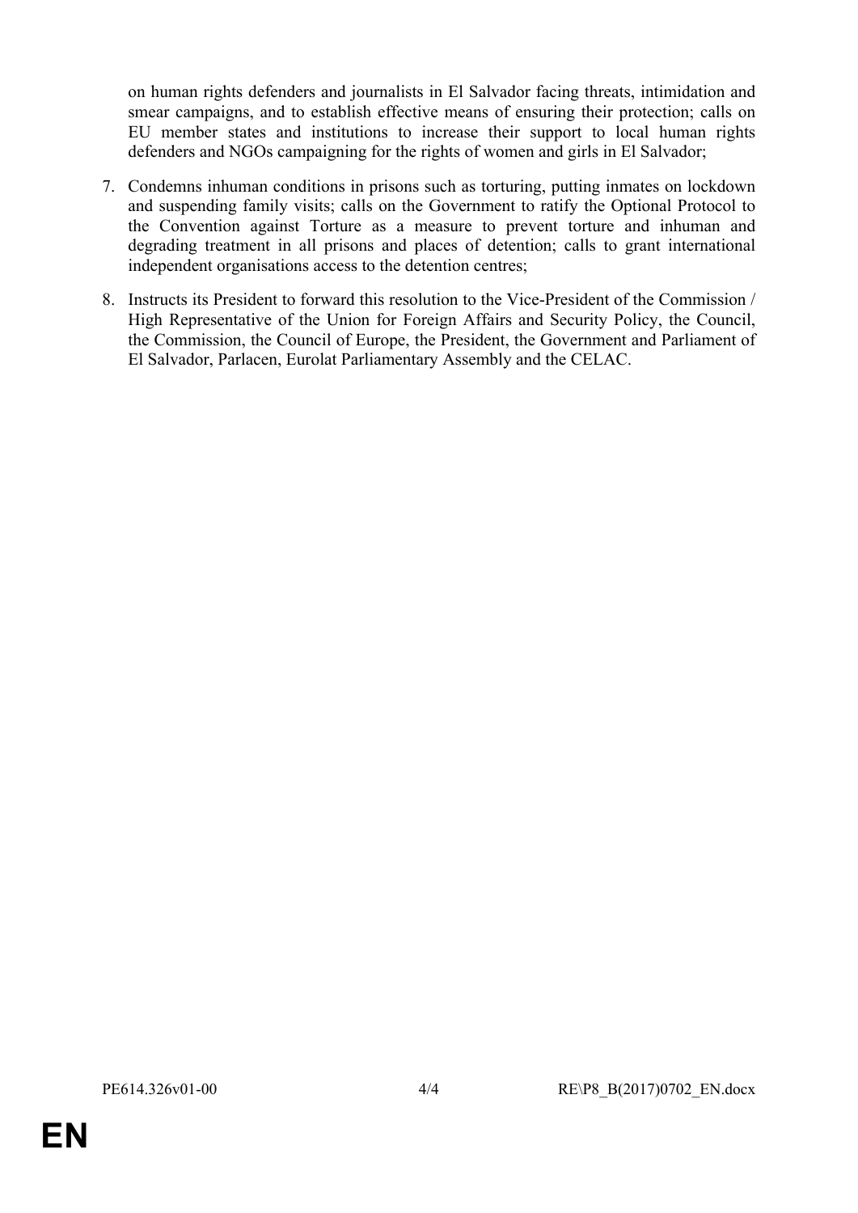on human rights defenders and journalists in El Salvador facing threats, intimidation and smear campaigns, and to establish effective means of ensuring their protection; calls on EU member states and institutions to increase their support to local human rights defenders and NGOs campaigning for the rights of women and girls in El Salvador;

7. Condemns inhuman conditions in prisons such as torturing, putting inmates on lockdown and suspending family visits; calls on the Government to ratify the Optional Protocol to the Convention against Torture as a measure to prevent torture and inhuman and degrading treatment in all prisons and places of detention; calls to grant international independent organisations access to the detention centres;

8. Instructs its President to forward this resolution to the Vice-President of the Commission / High Representative of the Union for Foreign Affairs and Security Policy, the Council, the Commission, the Council of Europe, the President, the Government and Parliament of El Salvador, Parlacen, Eurolat Parliamentary Assembly and the CELAC.